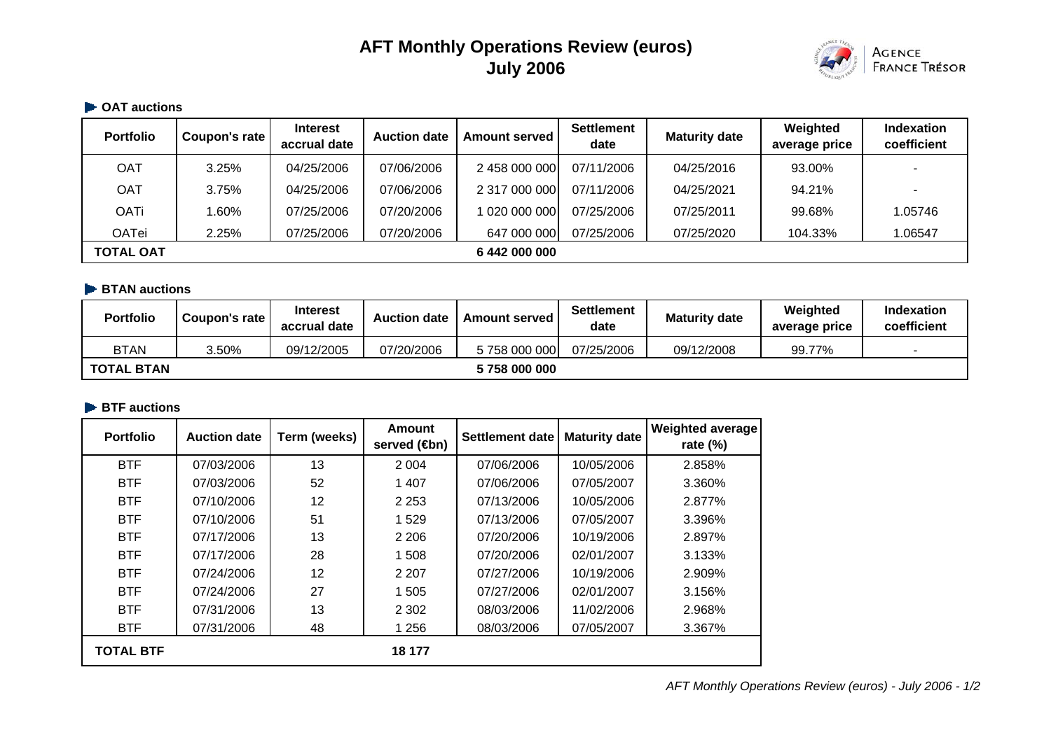# AFT Monthly Operations Review (euros)
# July 2006

Agence France Trésor

## OAT auctions

| Portfolio | Coupon's rate | Interest accrual date | Auction date | Amount served | Settlement date | Maturity date | Weighted average price | Indexation coefficient |
|---|---|---|---|---|---|---|---|---|
| OAT | 3.25% | 04/25/2006 | 07/06/2006 | 2 458 000 000 | 07/11/2006 | 04/25/2016 | 93.00% | - |
| OAT | 3.75% | 04/25/2006 | 07/06/2006 | 2 317 000 000 | 07/11/2006 | 04/25/2021 | 94.21% | - |
| OATi | 1.60% | 07/25/2006 | 07/20/2006 | 1 020 000 000 | 07/25/2006 | 07/25/2011 | 99.68% | 1.05746 |
| OATei | 2.25% | 07/25/2006 | 07/20/2006 | 647 000 000 | 07/25/2006 | 07/25/2020 | 104.33% | 1.06547 |
| **TOTAL OAT** | | | | **6 442 000 000** | | | | |

## BTAN auctions

| Portfolio | Coupon's rate | Interest accrual date | Auction date | Amount served | Settlement date | Maturity date | Weighted average price | Indexation coefficient |
|---|---|---|---|---|---|---|---|---|
| BTAN | 3.50% | 09/12/2005 | 07/20/2006 | 5 758 000 000 | 07/25/2006 | 09/12/2008 | 99.77% | - |
| **TOTAL BTAN** | | | | **5 758 000 000** | | | | |

## BTF auctions

| Portfolio | Auction date | Term (weeks) | Amount served (€bn) | Settlement date | Maturity date | Weighted average rate (%) |
|---|---|---|---|---|---|---|
| BTF | 07/03/2006 | 13 | 2 004 | 07/06/2006 | 10/05/2006 | 2.858% |
| BTF | 07/03/2006 | 52 | 1 407 | 07/06/2006 | 07/05/2007 | 3.360% |
| BTF | 07/10/2006 | 12 | 2 253 | 07/13/2006 | 10/05/2006 | 2.877% |
| BTF | 07/10/2006 | 51 | 1 529 | 07/13/2006 | 07/05/2007 | 3.396% |
| BTF | 07/17/2006 | 13 | 2 206 | 07/20/2006 | 10/19/2006 | 2.897% |
| BTF | 07/17/2006 | 28 | 1 508 | 07/20/2006 | 02/01/2007 | 3.133% |
| BTF | 07/24/2006 | 12 | 2 207 | 07/27/2006 | 10/19/2006 | 2.909% |
| BTF | 07/24/2006 | 27 | 1 505 | 07/27/2006 | 02/01/2007 | 3.156% |
| BTF | 07/31/2006 | 13 | 2 302 | 08/03/2006 | 11/02/2006 | 2.968% |
| BTF | 07/31/2006 | 48 | 1 256 | 08/03/2006 | 07/05/2007 | 3.367% |
| **TOTAL BTF** | | | **18 177** | | | |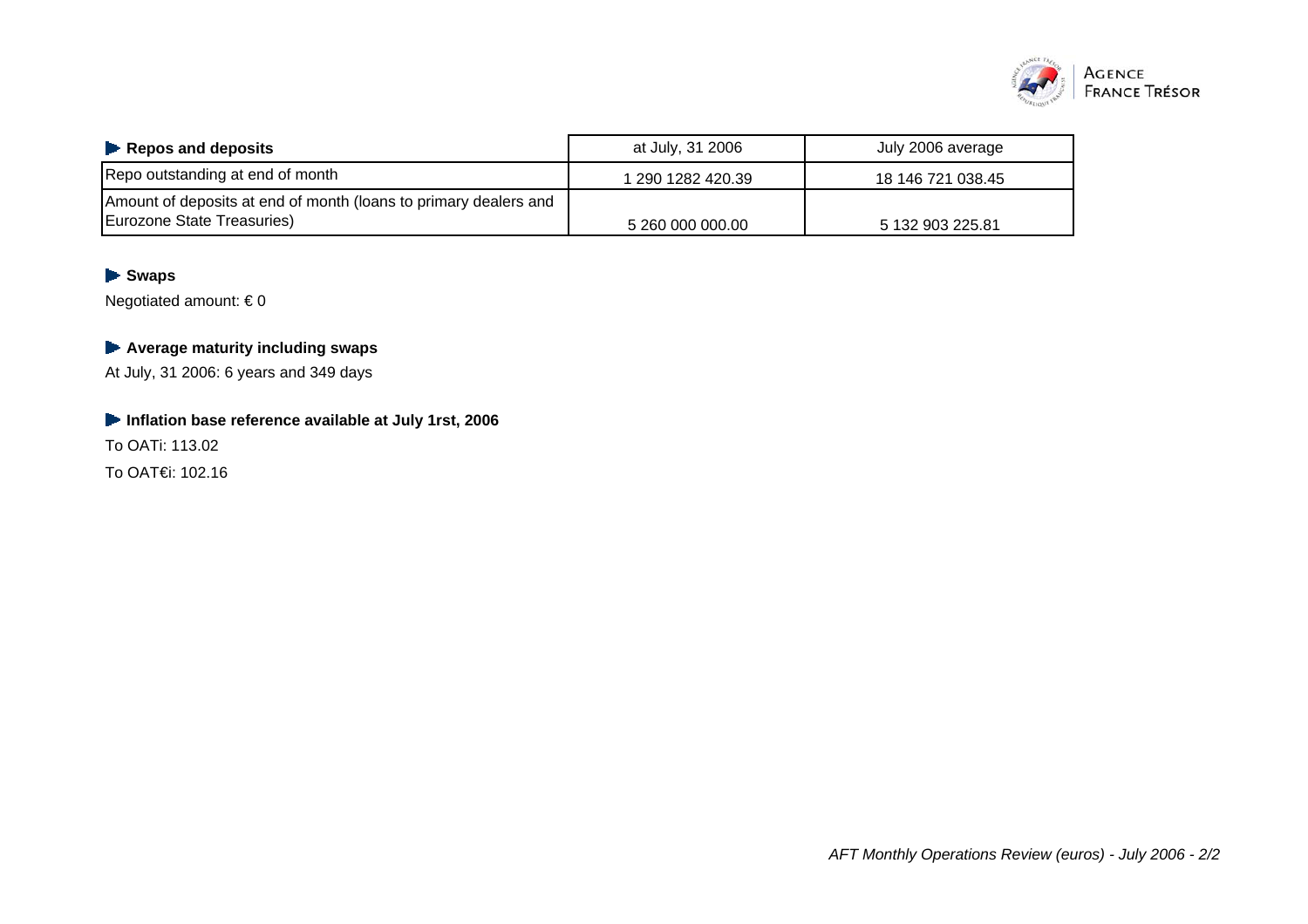| Repos and deposits | at July, 31 2006 | July 2006 average |
|---|---|---|
| Repo outstanding at end of month | 1 290 1282 420.39 | 18 146 721 038.45 |
| Amount of deposits at end of month (loans to primary dealers and Eurozone State Treasuries) | 5 260 000 000.00 | 5 132 903 225.81 |

**Swaps**

Negotiated amount: € 0

**Average maturity including swaps**

At July, 31 2006: 6 years and 349 days

**Inflation base reference available at July 1rst, 2006**

To OATi: 113.02

To OAT€i: 102.16